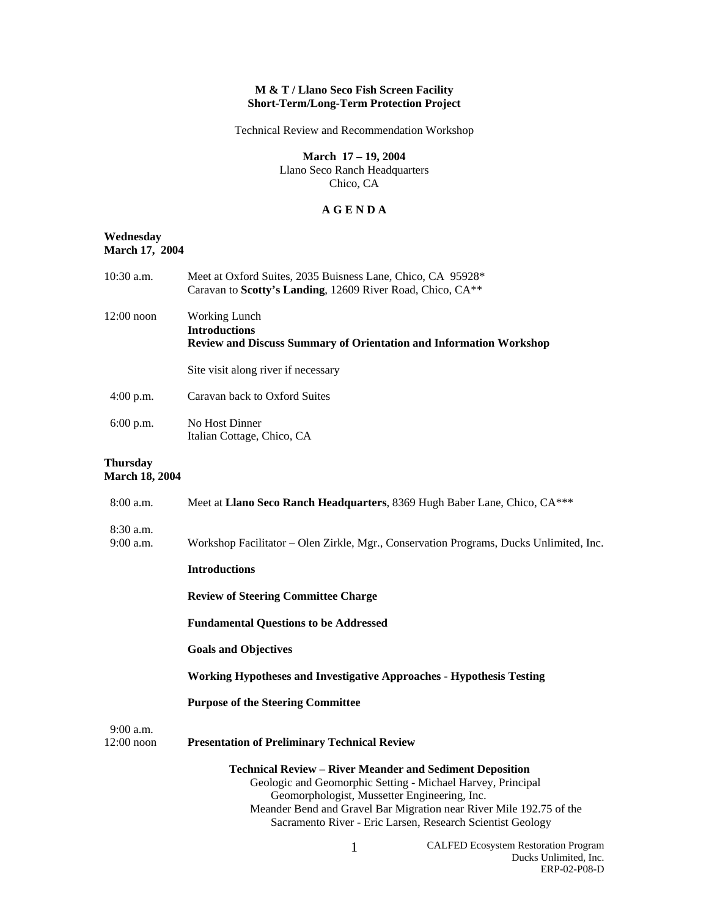**M & T / Llano Seco Fish Screen Facility**
**Short-Term/Long-Term Protection Project**

Technical Review and Recommendation Workshop

**March 17 – 19, 2004**
Llano Seco Ranch Headquarters
Chico, CA

**A G E N D A**

**Wednesday**
**March 17, 2004**

10:30 a.m. — Meet at Oxford Suites, 2035 Buisness Lane, Chico, CA 95928*
Caravan to **Scotty's Landing**, 12609 River Road, Chico, CA**

12:00 noon — Working Lunch
**Introductions**
**Review and Discuss Summary of Orientation and Information Workshop**

Site visit along river if necessary

4:00 p.m. — Caravan back to Oxford Suites

6:00 p.m. — No Host Dinner
Italian Cottage, Chico, CA

**Thursday**
**March 18, 2004**

8:00 a.m. — Meet at **Llano Seco Ranch Headquarters**, 8369 Hugh Baber Lane, Chico, CA***

8:30 a.m.
9:00 a.m. — Workshop Facilitator – Olen Zirkle, Mgr., Conservation Programs, Ducks Unlimited, Inc.

**Introductions**

**Review of Steering Committee Charge**

**Fundamental Questions to be Addressed**

**Goals and Objectives**

**Working Hypotheses and Investigative Approaches - Hypothesis Testing**

**Purpose of the Steering Committee**

9:00 a.m.
12:00 noon — **Presentation of Preliminary Technical Review**

**Technical Review – River Meander and Sediment Deposition**

Geologic and Geomorphic Setting - Michael Harvey, Principal Geomorphologist, Mussetter Engineering, Inc.

Meander Bend and Gravel Bar Migration near River Mile 192.75 of the Sacramento River - Eric Larsen, Research Scientist Geology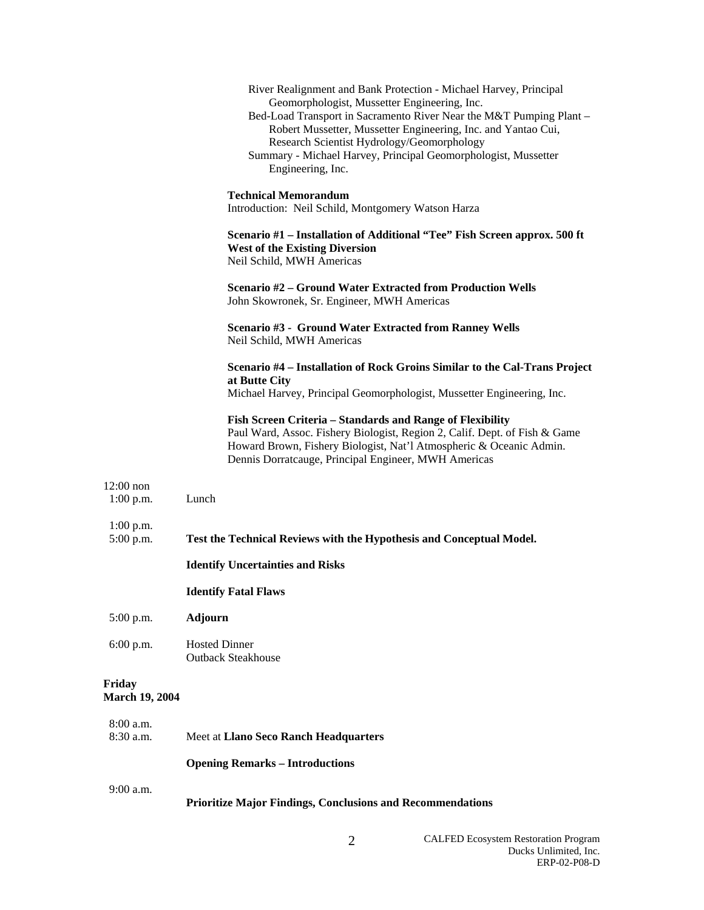River Realignment and Bank Protection - Michael Harvey, Principal Geomorphologist, Mussetter Engineering, Inc.
Bed-Load Transport in Sacramento River Near the M&T Pumping Plant – Robert Mussetter, Mussetter Engineering, Inc. and Yantao Cui, Research Scientist Hydrology/Geomorphology
Summary - Michael Harvey, Principal Geomorphologist, Mussetter Engineering, Inc.

**Technical Memorandum**
Introduction: Neil Schild, Montgomery Watson Harza

**Scenario #1 – Installation of Additional "Tee" Fish Screen approx. 500 ft West of the Existing Diversion**
Neil Schild, MWH Americas

**Scenario #2 – Ground Water Extracted from Production Wells**
John Skowronek, Sr. Engineer, MWH Americas

**Scenario #3 - Ground Water Extracted from Ranney Wells**
Neil Schild, MWH Americas

**Scenario #4 – Installation of Rock Groins Similar to the Cal-Trans Project at Butte City**
Michael Harvey, Principal Geomorphologist, Mussetter Engineering, Inc.

**Fish Screen Criteria – Standards and Range of Flexibility**
Paul Ward, Assoc. Fishery Biologist, Region 2, Calif. Dept. of Fish & Game
Howard Brown, Fishery Biologist, Nat'l Atmospheric & Oceanic Admin.
Dennis Dorratcauge, Principal Engineer, MWH Americas

12:00 non
1:00 p.m. Lunch

1:00 p.m.
5:00 p.m. **Test the Technical Reviews with the Hypothesis and Conceptual Model.**

**Identify Uncertainties and Risks**

**Identify Fatal Flaws**

5:00 p.m. **Adjourn**

6:00 p.m. Hosted Dinner
Outback Steakhouse

**Friday**
**March 19, 2004**

8:00 a.m.
8:30 a.m. Meet at **Llano Seco Ranch Headquarters**

**Opening Remarks – Introductions**

9:00 a.m.
**Prioritize Major Findings, Conclusions and Recommendations**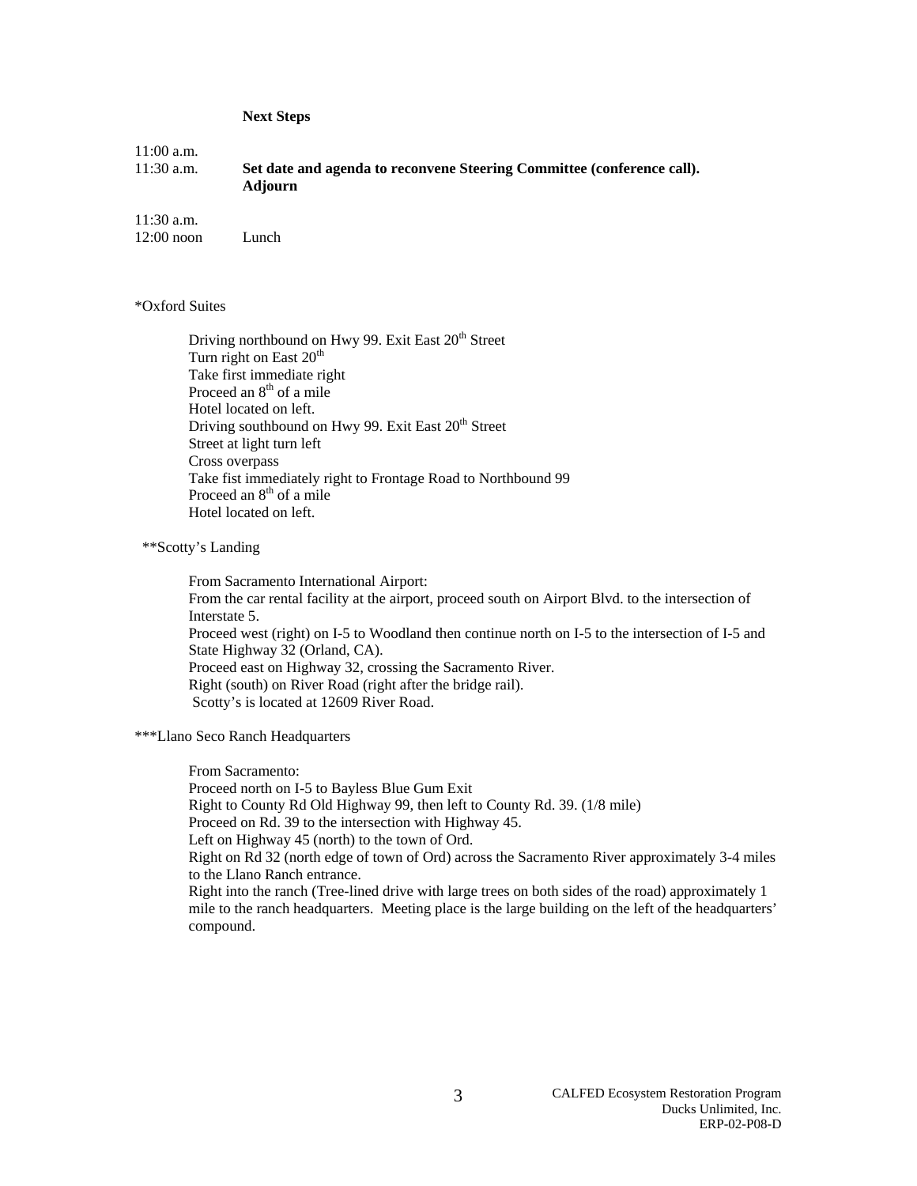**Next Steps**

| | |
|---|---|
| 11:00 a.m.<br>11:30 a.m. | **Set date and agenda to reconvene Steering Committee (conference call).**<br>**Adjourn** |
| 11:30 a.m.<br>12:00 noon | Lunch |

*Oxford Suites

Driving northbound on Hwy 99. Exit East 20th Street
Turn right on East 20th
Take first immediate right
Proceed an 8th of a mile
Hotel located on left.
Driving southbound on Hwy 99. Exit East 20th Street
Street at light turn left
Cross overpass
Take fist immediately right to Frontage Road to Northbound 99
Proceed an 8th of a mile
Hotel located on left.

**Scotty's Landing

From Sacramento International Airport:
From the car rental facility at the airport, proceed south on Airport Blvd. to the intersection of Interstate 5.
Proceed west (right) on I-5 to Woodland then continue north on I-5 to the intersection of I-5 and State Highway 32 (Orland, CA).
Proceed east on Highway 32, crossing the Sacramento River.
Right (south) on River Road (right after the bridge rail).
Scotty's is located at 12609 River Road.

***Llano Seco Ranch Headquarters

From Sacramento:
Proceed north on I-5 to Bayless Blue Gum Exit
Right to County Rd Old Highway 99, then left to County Rd. 39. (1/8 mile)
Proceed on Rd. 39 to the intersection with Highway 45.
Left on Highway 45 (north) to the town of Ord.
Right on Rd 32 (north edge of town of Ord) across the Sacramento River approximately 3-4 miles to the Llano Ranch entrance.
Right into the ranch (Tree-lined drive with large trees on both sides of the road) approximately 1 mile to the ranch headquarters. Meeting place is the large building on the left of the headquarters' compound.

CALFED Ecosystem Restoration Program
Ducks Unlimited, Inc.
ERP-02-P08-D